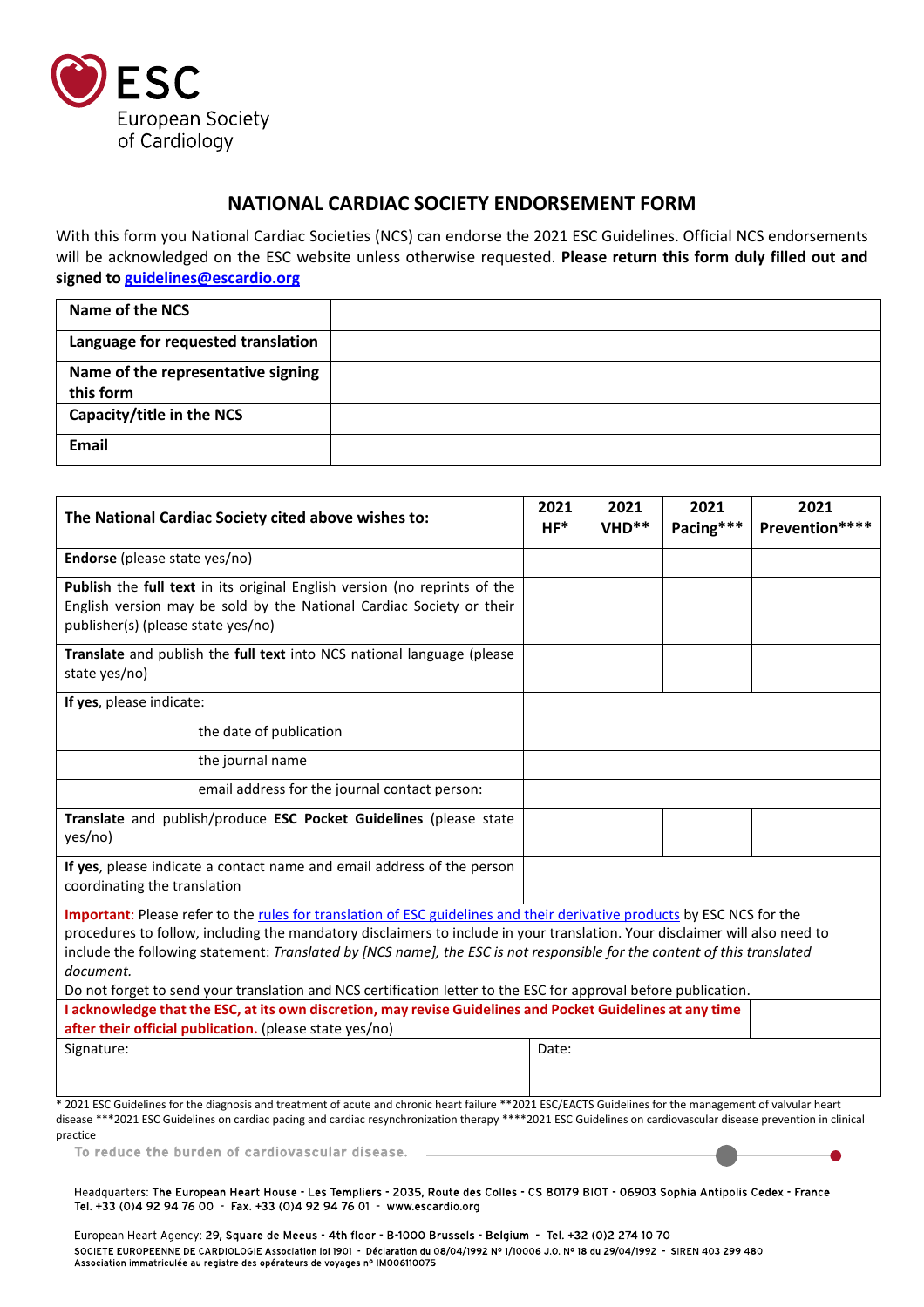ESC
European Society of Cardiology

# NATIONAL CARDIAC SOCIETY ENDORSEMENT FORM

With this form you National Cardiac Societies (NCS) can endorse the 2021 ESC Guidelines. Official NCS endorsements will be acknowledged on the ESC website unless otherwise requested. **Please return this form duly filled out and signed to [guidelines@escardio.org](mailto:guidelines@escardio.org)**

| | |
|---|---|
| **Name of the NCS** | |
| **Language for requested translation** | |
| **Name of the representative signing this form** | |
| **Capacity/title in the NCS** | |
| **Email** | |

| **The National Cardiac Society cited above wishes to:** | **2021 HF*** | **2021 VHD**** | **2021 Pacing***** | **2021 Prevention****** |
|---|---|---|---|---|
| **Endorse** (please state yes/no) | | | | |
| **Publish** the **full text** in its original English version (no reprints of the English version may be sold by the National Cardiac Society or their publisher(s) (please state yes/no) | | | | |
| **Translate** and publish the **full text** into NCS national language (please state yes/no) | | | | |
| **If yes**, please indicate: | | | | |
| the date of publication | | | | |
| the journal name | | | | |
| email address for the journal contact person: | | | | |
| **Translate** and publish/produce **ESC Pocket Guidelines** (please state yes/no) | | | | |
| **If yes**, please indicate a contact name and email address of the person coordinating the translation | | | | |

**Important**: Please refer to the rules for translation of ESC guidelines and their derivative products by ESC NCS for the procedures to follow, including the mandatory disclaimers to include in your translation. Your disclaimer will also need to include the following statement: *Translated by [NCS name], the ESC is not responsible for the content of this translated document.*

Do not forget to send your translation and NCS certification letter to the ESC for approval before publication.

| | |
|---|---|
| **I acknowledge that the ESC, at its own discretion, may revise Guidelines and Pocket Guidelines at any time after their official publication.** (please state yes/no) | |
| Signature: | Date: |

* 2021 ESC Guidelines for the diagnosis and treatment of acute and chronic heart failure ** 2021 ESC/EACTS Guidelines for the management of valvular heart disease *** 2021 ESC Guidelines on cardiac pacing and cardiac resynchronization therapy **** 2021 ESC Guidelines on cardiovascular disease prevention in clinical practice

To reduce the burden of cardiovascular disease.

Headquarters: The European Heart House - Les Templiers - 2035, Route des Colles - CS 80179 BIOT - 06903 Sophia Antipolis Cedex - France
Tel. +33 (0)4 92 94 76 00 - Fax. +33 (0)4 92 94 76 01 - www.escardio.org

European Heart Agency: 29, Square de Meeus - 4th floor - B-1000 Brussels - Belgium - Tel. +32 (0)2 274 10 70
SOCIETE EUROPEENNE DE CARDIOLOGIE Association loi 1901 - Déclaration du 08/04/1992 N° 1/10006 J.O. N° 18 du 29/04/1992 - SIREN 403 294 480
Association immatriculée au registre des opérateurs de voyages n° IM006110075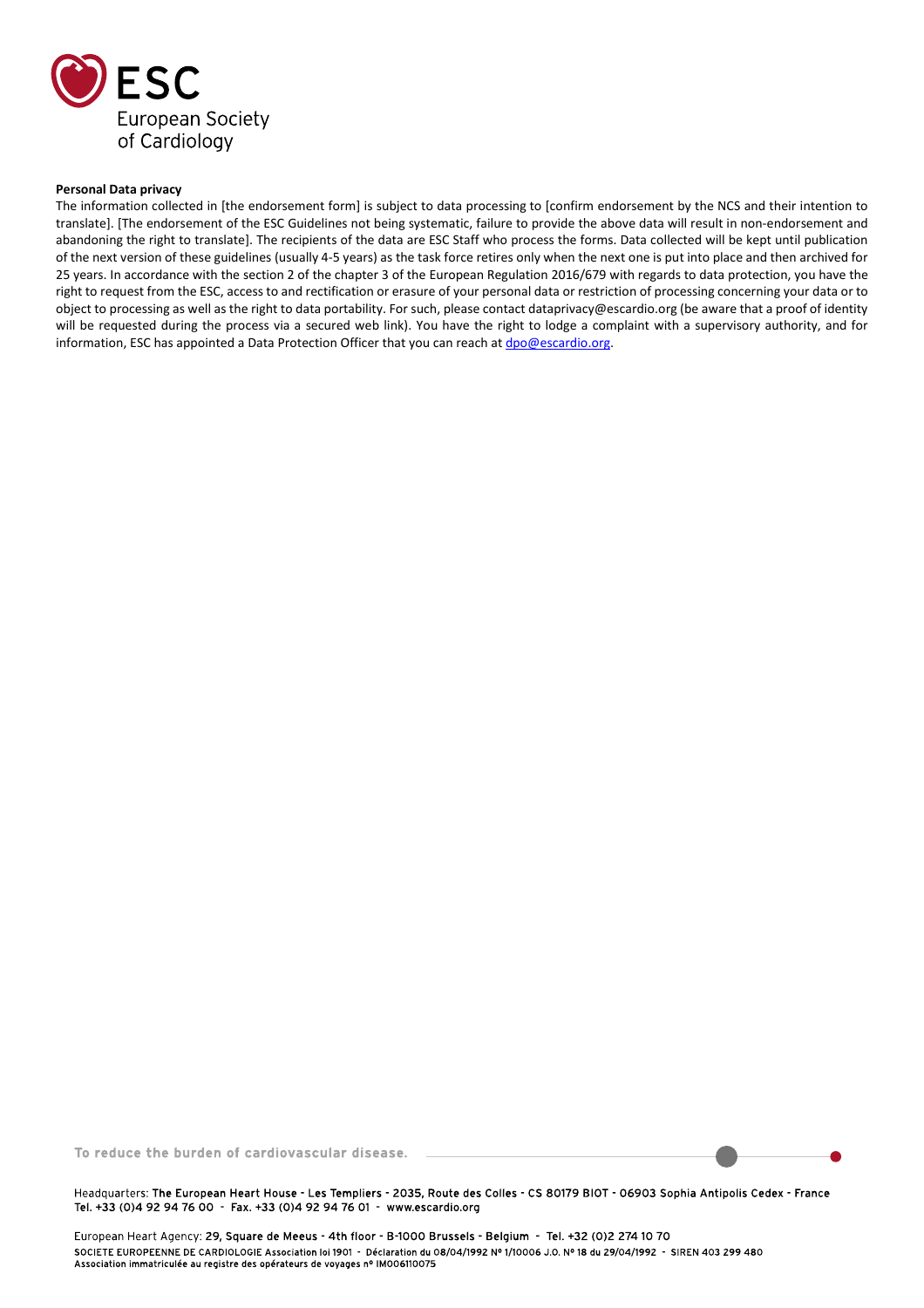**Personal Data privacy**

The information collected in [the endorsement form] is subject to data processing to [confirm endorsement by the NCS and their intention to translate]. [The endorsement of the ESC Guidelines not being systematic, failure to provide the above data will result in non-endorsement and abandoning the right to translate]. The recipients of the data are ESC Staff who process the forms. Data collected will be kept until publication of the next version of these guidelines (usually 4-5 years) as the task force retires only when the next one is put into place and then archived for 25 years. In accordance with the section 2 of the chapter 3 of the European Regulation 2016/679 with regards to data protection, you have the right to request from the ESC, access to and rectification or erasure of your personal data or restriction of processing concerning your data or to object to processing as well as the right to data portability. For such, please contact dataprivacy@escardio.org (be aware that a proof of identity will be requested during the process via a secured web link). You have the right to lodge a complaint with a supervisory authority, and for information, ESC has appointed a Data Protection Officer that you can reach at dpo@escardio.org.